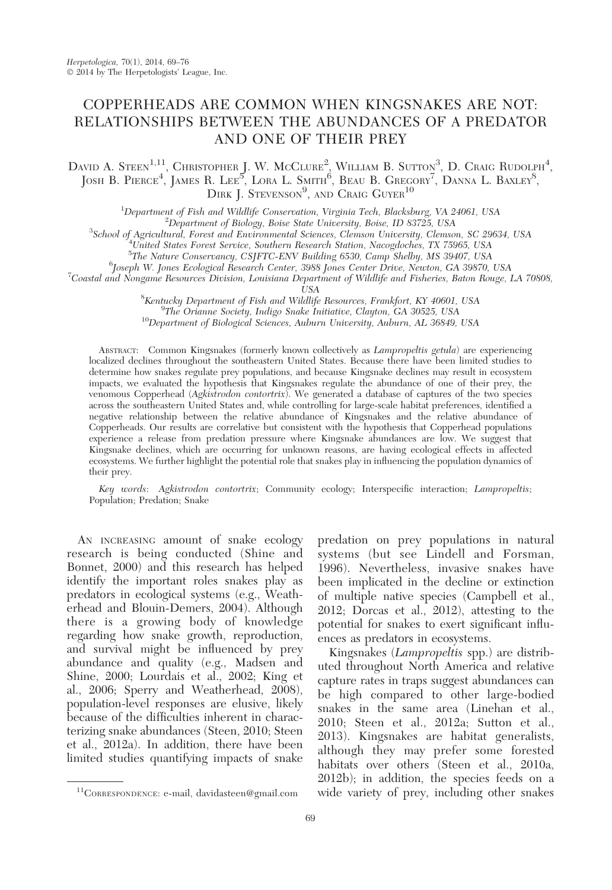# COPPERHEADS ARE COMMON WHEN KINGSNAKES ARE NOT: RELATIONSHIPS BETWEEN THE ABUNDANCES OF A PREDATOR AND ONE OF THEIR PREY

David A. Steen[1,11], Christopher J. W. McClure[2], William B. Sutton[3], D. Craig Rudolph[4], Josh B. Pierce[4], James R. Lee[5], Lora L. Smith[6], Beau B. Gregory[7], Danna L. Baxley[8], Dirk J. Stevenson[9], and Craig Guyer[10]

[1]Department of Fish and Wildlife Conservation, Virginia Tech, Blacksburg, VA 24061, USA
[2]Department of Biology, Boise State University, Boise, ID 83725, USA
[3]School of Agricultural, Forest and Environmental Sciences, Clemson University, Clemson, SC 29634, USA
[4]United States Forest Service, Southern Research Station, Nacogdoches, TX 75965, USA
[5]The Nature Conservancy, CSJFTC-ENV Building 6530, Camp Shelby, MS 39407, USA
[6]Joseph W. Jones Ecological Research Center, 3988 Jones Center Drive, Newton, GA 39870, USA
[7]Coastal and Nongame Resources Division, Louisiana Department of Wildlife and Fisheries, Baton Rouge, LA 70808, USA
[8]Kentucky Department of Fish and Wildlife Resources, Frankfort, KY 40601, USA
[9]The Orianne Society, Indigo Snake Initiative, Clayton, GA 30525, USA
[10]Department of Biological Sciences, Auburn University, Auburn, AL 36849, USA

Abstract: Common Kingsnakes (formerly known collectively as *Lampropeltis getula*) are experiencing localized declines throughout the southeastern United States. Because there have been limited studies to determine how snakes regulate prey populations, and because Kingsnake declines may result in ecosystem impacts, we evaluated the hypothesis that Kingsnakes regulate the abundance of one of their prey, the venomous Copperhead (*Agkistrodon contortrix*). We generated a database of captures of the two species across the southeastern United States and, while controlling for large-scale habitat preferences, identified a negative relationship between the relative abundance of Kingsnakes and the relative abundance of Copperheads. Our results are correlative but consistent with the hypothesis that Copperhead populations experience a release from predation pressure where Kingsnake abundances are low. We suggest that Kingsnake declines, which are occurring for unknown reasons, are having ecological effects in affected ecosystems. We further highlight the potential role that snakes play in influencing the population dynamics of their prey.

*Key words*: *Agkistrodon contortrix*; Community ecology; Interspecific interaction; *Lampropeltis*; Population; Predation; Snake

An increasing amount of snake ecology research is being conducted (Shine and Bonnet, 2000) and this research has helped identify the important roles snakes play as predators in ecological systems (e.g., Weatherhead and Blouin-Demers, 2004). Although there is a growing body of knowledge regarding how snake growth, reproduction, and survival might be influenced by prey abundance and quality (e.g., Madsen and Shine, 2000; Lourdais et al., 2002; King et al., 2006; Sperry and Weatherhead, 2008), population-level responses are elusive, likely because of the difficulties inherent in characterizing snake abundances (Steen, 2010; Steen et al., 2012a). In addition, there have been limited studies quantifying impacts of snake predation on prey populations in natural systems (but see Lindell and Forsman, 1996). Nevertheless, invasive snakes have been implicated in the decline or extinction of multiple native species (Campbell et al., 2012; Dorcas et al., 2012), attesting to the potential for snakes to exert significant influences as predators in ecosystems.

Kingsnakes (*Lampropeltis* spp.) are distributed throughout North America and relative capture rates in traps suggest abundances can be high compared to other large-bodied snakes in the same area (Linehan et al., 2010; Steen et al., 2012a; Sutton et al., 2013). Kingsnakes are habitat generalists, although they may prefer some forested habitats over others (Steen et al., 2010a, 2012b); in addition, the species feeds on a wide variety of prey, including other snakes

[11]Correspondence: e-mail, davidasteen@gmail.com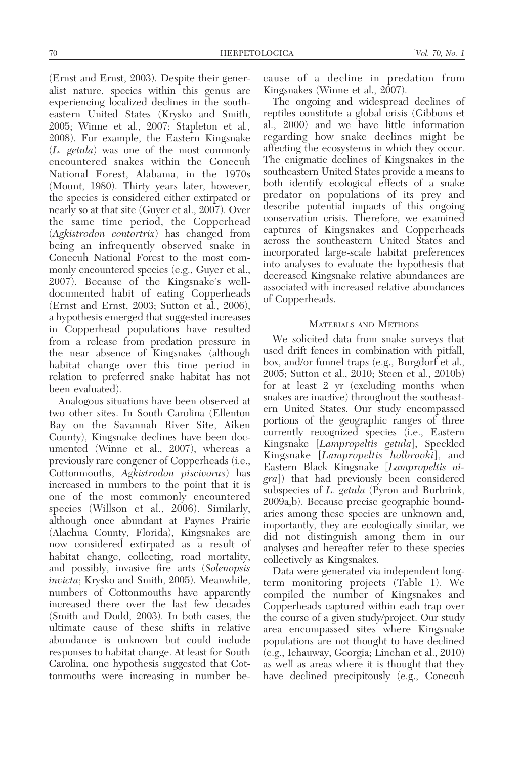(Ernst and Ernst, 2003). Despite their generalist nature, species within this genus are experiencing localized declines in the southeastern United States (Krysko and Smith, 2005; Winne et al., 2007; Stapleton et al., 2008). For example, the Eastern Kingsnake (*L. getula*) was one of the most commonly encountered snakes within the Conecuh National Forest, Alabama, in the 1970s (Mount, 1980). Thirty years later, however, the species is considered either extirpated or nearly so at that site (Guyer et al., 2007). Over the same time period, the Copperhead (*Agkistrodon contortrix*) has changed from being an infrequently observed snake in Conecuh National Forest to the most commonly encountered species (e.g., Guyer et al., 2007). Because of the Kingsnake's well-documented habit of eating Copperheads (Ernst and Ernst, 2003; Sutton et al., 2006), a hypothesis emerged that suggested increases in Copperhead populations have resulted from a release from predation pressure in the near absence of Kingsnakes (although habitat change over this time period in relation to preferred snake habitat has not been evaluated).

Analogous situations have been observed at two other sites. In South Carolina (Ellenton Bay on the Savannah River Site, Aiken County), Kingsnake declines have been documented (Winne et al., 2007), whereas a previously rare congener of Copperheads (i.e., Cottonmouths, *Agkistrodon piscivorus*) has increased in numbers to the point that it is one of the most commonly encountered species (Willson et al., 2006). Similarly, although once abundant at Paynes Prairie (Alachua County, Florida), Kingsnakes are now considered extirpated as a result of habitat change, collecting, road mortality, and possibly, invasive fire ants (*Solenopsis invicta*; Krysko and Smith, 2005). Meanwhile, numbers of Cottonmouths have apparently increased there over the last few decades (Smith and Dodd, 2003). In both cases, the ultimate cause of these shifts in relative abundance is unknown but could include responses to habitat change. At least for South Carolina, one hypothesis suggested that Cottonmouths were increasing in number because of a decline in predation from Kingsnakes (Winne et al., 2007).

The ongoing and widespread declines of reptiles constitute a global crisis (Gibbons et al., 2000) and we have little information regarding how snake declines might be affecting the ecosystems in which they occur. The enigmatic declines of Kingsnakes in the southeastern United States provide a means to both identify ecological effects of a snake predator on populations of its prey and describe potential impacts of this ongoing conservation crisis. Therefore, we examined captures of Kingsnakes and Copperheads across the southeastern United States and incorporated large-scale habitat preferences into analyses to evaluate the hypothesis that decreased Kingsnake relative abundances are associated with increased relative abundances of Copperheads.

## Materials and Methods

We solicited data from snake surveys that used drift fences in combination with pitfall, box, and/or funnel traps (e.g., Burgdorf et al., 2005; Sutton et al., 2010; Steen et al., 2010b) for at least 2 yr (excluding months when snakes are inactive) throughout the southeastern United States. Our study encompassed portions of the geographic ranges of three currently recognized species (i.e., Eastern Kingsnake [*Lampropeltis getula*], Speckled Kingsnake [*Lampropeltis holbrooki*], and Eastern Black Kingsnake [*Lampropeltis nigra*]) that had previously been considered subspecies of *L. getula* (Pyron and Burbrink, 2009a,b). Because precise geographic boundaries among these species are unknown and, importantly, they are ecologically similar, we did not distinguish among them in our analyses and hereafter refer to these species collectively as Kingsnakes.

Data were generated via independent long-term monitoring projects (Table 1). We compiled the number of Kingsnakes and Copperheads captured within each trap over the course of a given study/project. Our study area encompassed sites where Kingsnake populations are not thought to have declined (e.g., Ichauway, Georgia; Linehan et al., 2010) as well as areas where it is thought that they have declined precipitously (e.g., Conecuh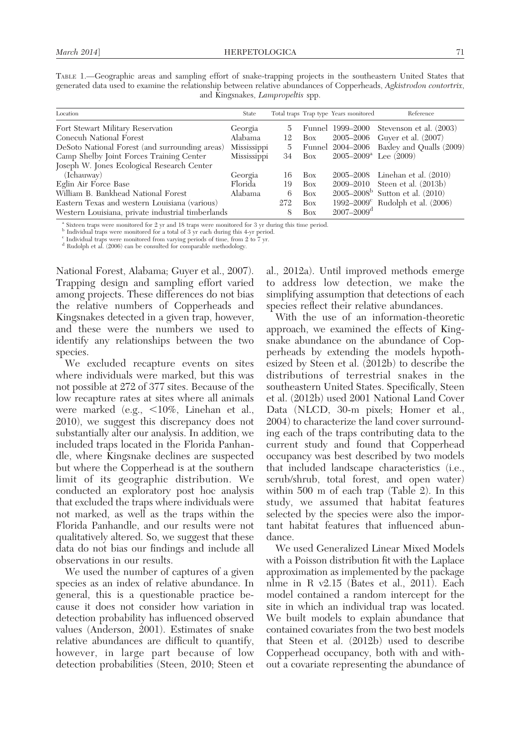TABLE 1.—Geographic areas and sampling effort of snake-trapping projects in the southeastern United States that generated data used to examine the relationship between relative abundances of Copperheads, *Agkistrodon contortrix*, and Kingsnakes, *Lampropeltis* spp.

| Location | State | Total traps | Trap type | Years monitored | Reference |
|---|---|---|---|---|---|
| Fort Stewart Military Reservation | Georgia | 5 | Funnel | 1999–2000 | Stevenson et al. (2003) |
| Conecuh National Forest | Alabama | 12 | Box | 2005–2006 | Guyer et al. (2007) |
| DeSoto National Forest (and surrounding areas) | Mississippi | 5 | Funnel | 2004–2006 | Baxley and Qualls (2009) |
| Camp Shelby Joint Forces Training Center | Mississippi | 34 | Box | 2005–2009[a] | Lee (2009) |
| Joseph W. Jones Ecological Research Center (Ichauway) | Georgia | 16 | Box | 2005–2008 | Linehan et al. (2010) |
| Eglin Air Force Base | Florida | 19 | Box | 2009–2010 | Steen et al. (2013b) |
| William B. Bankhead National Forest | Alabama | 6 | Box | 2005–2008[b] | Sutton et al. (2010) |
| Eastern Texas and western Louisiana (various) | | 272 | Box | 1992–2009[c] | Rudolph et al. (2006) |
| Western Louisiana, private industrial timberlands | | 8 | Box | 2007–2009[d] | |

[a] Sixteen traps were monitored for 2 yr and 18 traps were monitored for 3 yr during this time period.
[b] Individual traps were monitored for a total of 3 yr each during this 4-yr period.
[c] Individual traps were monitored from varying periods of time, from 2 to 7 yr.
[d] Rudolph et al. (2006) can be consulted for comparable methodology.

National Forest, Alabama; Guyer et al., 2007). Trapping design and sampling effort varied among projects. These differences do not bias the relative numbers of Copperheads and Kingsnakes detected in a given trap, however, and these were the numbers we used to identify any relationships between the two species.

We excluded recapture events on sites where individuals were marked, but this was not possible at 272 of 377 sites. Because of the low recapture rates at sites where all animals were marked (e.g., <10%, Linehan et al., 2010), we suggest this discrepancy does not substantially alter our analysis. In addition, we included traps located in the Florida Panhandle, where Kingsnake declines are suspected but where the Copperhead is at the southern limit of its geographic distribution. We conducted an exploratory post hoc analysis that excluded the traps where individuals were not marked, as well as the traps within the Florida Panhandle, and our results were not qualitatively altered. So, we suggest that these data do not bias our findings and include all observations in our results.

We used the number of captures of a given species as an index of relative abundance. In general, this is a questionable practice because it does not consider how variation in detection probability has influenced observed values (Anderson, 2001). Estimates of snake relative abundances are difficult to quantify, however, in large part because of low detection probabilities (Steen, 2010; Steen et al., 2012a). Until improved methods emerge to address low detection, we make the simplifying assumption that detections of each species reflect their relative abundances.

With the use of an information-theoretic approach, we examined the effects of Kingsnake abundance on the abundance of Copperheads by extending the models hypothesized by Steen et al. (2012b) to describe the distributions of terrestrial snakes in the southeastern United States. Specifically, Steen et al. (2012b) used 2001 National Land Cover Data (NLCD, 30-m pixels; Homer et al., 2004) to characterize the land cover surrounding each of the traps contributing data to the current study and found that Copperhead occupancy was best described by two models that included landscape characteristics (i.e., scrub/shrub, total forest, and open water) within 500 m of each trap (Table 2). In this study, we assumed that habitat features selected by the species were also the important habitat features that influenced abundance.

We used Generalized Linear Mixed Models with a Poisson distribution fit with the Laplace approximation as implemented by the package nlme in R v2.15 (Bates et al., 2011). Each model contained a random intercept for the site in which an individual trap was located. We built models to explain abundance that contained covariates from the two best models that Steen et al. (2012b) used to describe Copperhead occupancy, both with and without a covariate representing the abundance of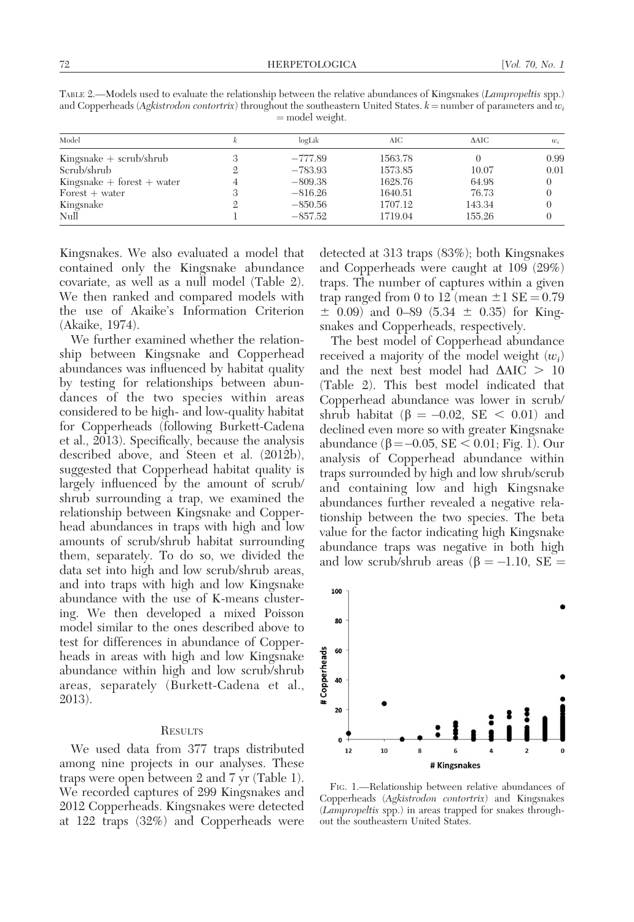TABLE 2.—Models used to evaluate the relationship between the relative abundances of Kingsnakes (*Lampropeltis* spp.) and Copperheads (*Agkistrodon contortrix*) throughout the southeastern United States. $k$ = number of parameters and $w_i$ = model weight.

| Model | $k$ | logLik | AIC | ΔAIC | $w_i$ |
|---|---|---|---|---|---|
| Kingsnake + scrub/shrub | 3 | −777.89 | 1563.78 | 0 | 0.99 |
| Scrub/shrub | 2 | −783.93 | 1573.85 | 10.07 | 0.01 |
| Kingsnake + forest + water | 4 | −809.38 | 1628.76 | 64.98 | 0 |
| Forest + water | 3 | −816.26 | 1640.51 | 76.73 | 0 |
| Kingsnake | 2 | −850.56 | 1707.12 | 143.34 | 0 |
| Null | 1 | −857.52 | 1719.04 | 155.26 | 0 |

Kingsnakes. We also evaluated a model that contained only the Kingsnake abundance covariate, as well as a null model (Table 2). We then ranked and compared models with the use of Akaike's Information Criterion (Akaike, 1974).

We further examined whether the relationship between Kingsnake and Copperhead abundances was influenced by habitat quality by testing for relationships between abundances of the two species within areas considered to be high- and low-quality habitat for Copperheads (following Burkett-Cadena et al., 2013). Specifically, because the analysis described above, and Steen et al. (2012b), suggested that Copperhead habitat quality is largely influenced by the amount of scrub/shrub surrounding a trap, we examined the relationship between Kingsnake and Copperhead abundances in traps with high and low amounts of scrub/shrub habitat surrounding them, separately. To do so, we divided the data set into high and low scrub/shrub areas, and into traps with high and low Kingsnake abundance with the use of K-means clustering. We then developed a mixed Poisson model similar to the ones described above to test for differences in abundance of Copperheads in areas with high and low Kingsnake abundance within high and low scrub/shrub areas, separately (Burkett-Cadena et al., 2013).

## RESULTS

We used data from 377 traps distributed among nine projects in our analyses. These traps were open between 2 and 7 yr (Table 1). We recorded captures of 299 Kingsnakes and 2012 Copperheads. Kingsnakes were detected at 122 traps (32%) and Copperheads were detected at 313 traps (83%); both Kingsnakes and Copperheads were caught at 109 (29%) traps. The number of captures within a given trap ranged from 0 to 12 (mean ±1 SE = 0.79 ± 0.09) and 0–89 (5.34 ± 0.35) for Kingsnakes and Copperheads, respectively.

The best model of Copperhead abundance received a majority of the model weight ($w_i$) and the next best model had ΔAIC > 10 (Table 2). This best model indicated that Copperhead abundance was lower in scrub/shrub habitat ($\beta = -0.02$, SE $< 0.01$) and declined even more so with greater Kingsnake abundance ($\beta = -0.05$, SE $< 0.01$; Fig. 1). Our analysis of Copperhead abundance within traps surrounded by high and low shrub/scrub and containing low and high Kingsnake abundances further revealed a negative relationship between the two species. The beta value for the factor indicating high Kingsnake abundance traps was negative in both high and low scrub/shrub areas ($\beta = -1.10$, SE =

FIG. 1.—Relationship between relative abundances of Copperheads (*Agkistrodon contortrix*) and Kingsnakes (*Lampropeltis* spp.) in areas trapped for snakes throughout the southeastern United States.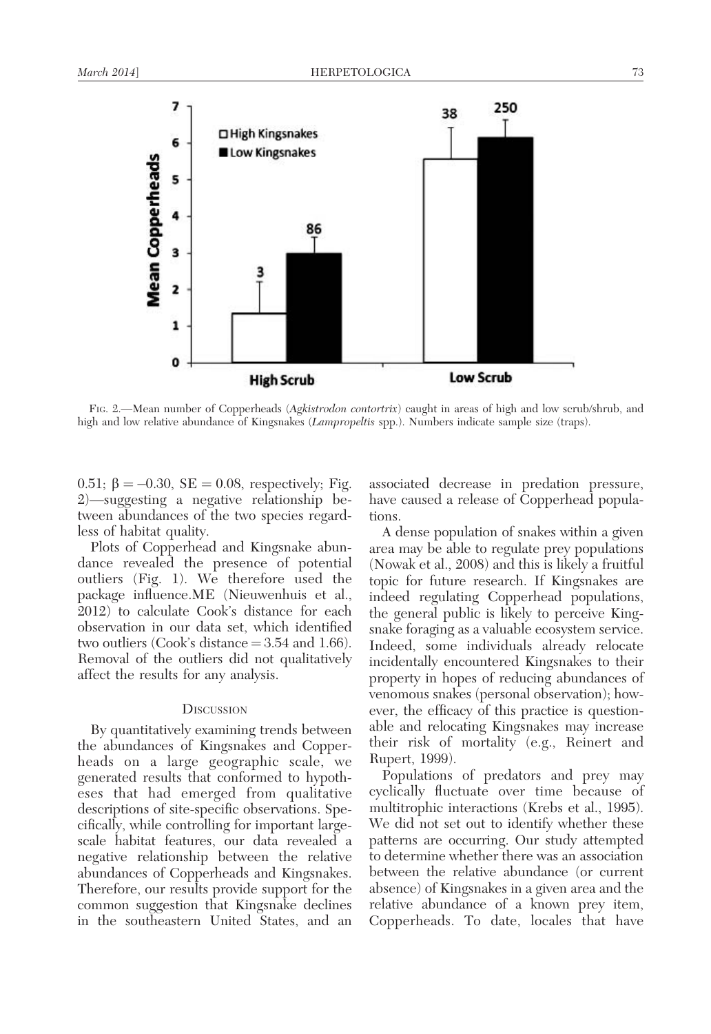FIG. 2.—Mean number of Copperheads (*Agkistrodon contortrix*) caught in areas of high and low scrub/shrub, and high and low relative abundance of Kingsnakes (*Lampropeltis* spp.). Numbers indicate sample size (traps).

0.51; $\beta = -0.30$, SE = 0.08, respectively; Fig. 2)—suggesting a negative relationship between abundances of the two species regardless of habitat quality.

Plots of Copperhead and Kingsnake abundance revealed the presence of potential outliers (Fig. 1). We therefore used the package influence.ME (Nieuwenhuis et al., 2012) to calculate Cook's distance for each observation in our data set, which identified two outliers (Cook's distance = 3.54 and 1.66). Removal of the outliers did not qualitatively affect the results for any analysis.

## DISCUSSION

By quantitatively examining trends between the abundances of Kingsnakes and Copperheads on a large geographic scale, we generated results that conformed to hypotheses that had emerged from qualitative descriptions of site-specific observations. Specifically, while controlling for important large-scale habitat features, our data revealed a negative relationship between the relative abundances of Copperheads and Kingsnakes. Therefore, our results provide support for the common suggestion that Kingsnake declines in the southeastern United States, and an associated decrease in predation pressure, have caused a release of Copperhead populations.

A dense population of snakes within a given area may be able to regulate prey populations (Nowak et al., 2008) and this is likely a fruitful topic for future research. If Kingsnakes are indeed regulating Copperhead populations, the general public is likely to perceive Kingsnake foraging as a valuable ecosystem service. Indeed, some individuals already relocate incidentally encountered Kingsnakes to their property in hopes of reducing abundances of venomous snakes (personal observation); however, the efficacy of this practice is questionable and relocating Kingsnakes may increase their risk of mortality (e.g., Reinert and Rupert, 1999).

Populations of predators and prey may cyclically fluctuate over time because of multitrophic interactions (Krebs et al., 1995). We did not set out to identify whether these patterns are occurring. Our study attempted to determine whether there was an association between the relative abundance (or current absence) of Kingsnakes in a given area and the relative abundance of a known prey item, Copperheads. To date, locales that have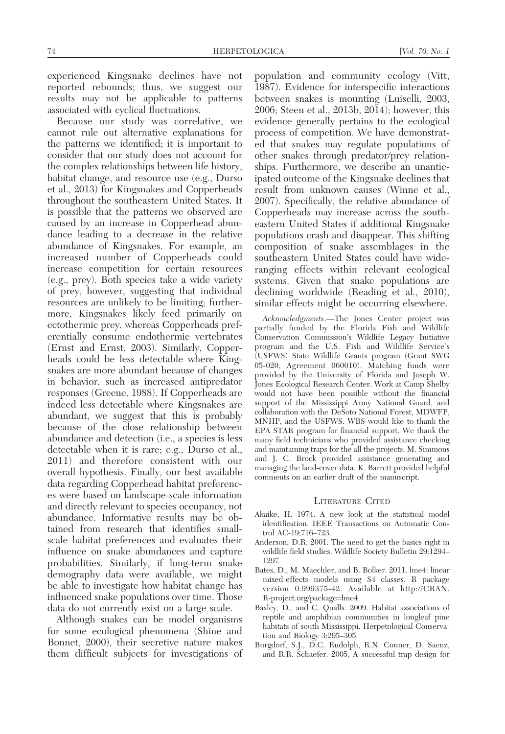experienced Kingsnake declines have not reported rebounds; thus, we suggest our results may not be applicable to patterns associated with cyclical fluctuations.

Because our study was correlative, we cannot rule out alternative explanations for the patterns we identified; it is important to consider that our study does not account for the complex relationships between life history, habitat change, and resource use (e.g., Durso et al., 2013) for Kingsnakes and Copperheads throughout the southeastern United States. It is possible that the patterns we observed are caused by an increase in Copperhead abundance leading to a decrease in the relative abundance of Kingsnakes. For example, an increased number of Copperheads could increase competition for certain resources (e.g., prey). Both species take a wide variety of prey, however, suggesting that individual resources are unlikely to be limiting; furthermore, Kingsnakes likely feed primarily on ectothermic prey, whereas Copperheads preferentially consume endothermic vertebrates (Ernst and Ernst, 2003). Similarly, Copperheads could be less detectable where Kingsnakes are more abundant because of changes in behavior, such as increased antipredator responses (Greene, 1988). If Copperheads are indeed less detectable where Kingsnakes are abundant, we suggest that this is probably because of the close relationship between abundance and detection (i.e., a species is less detectable when it is rare; e.g., Durso et al., 2011) and therefore consistent with our overall hypothesis. Finally, our best available data regarding Copperhead habitat preferences were based on landscape-scale information and directly relevant to species occupancy, not abundance. Informative results may be obtained from research that identifies small-scale habitat preferences and evaluates their influence on snake abundances and capture probabilities. Similarly, if long-term snake demography data were available, we might be able to investigate how habitat change has influenced snake populations over time. Those data do not currently exist on a large scale.

Although snakes can be model organisms for some ecological phenomena (Shine and Bonnet, 2000), their secretive nature makes them difficult subjects for investigations of population and community ecology (Vitt, 1987). Evidence for interspecific interactions between snakes is mounting (Luiselli, 2003, 2006; Steen et al., 2013b, 2014); however, this evidence generally pertains to the ecological process of competition. We have demonstrated that snakes may regulate populations of other snakes through predator/prey relationships. Furthermore, we describe an unanticipated outcome of the Kingsnake declines that result from unknown causes (Winne et al., 2007). Specifically, the relative abundance of Copperheads may increase across the southeastern United States if additional Kingsnake populations crash and disappear. This shifting composition of snake assemblages in the southeastern United States could have wide-ranging effects within relevant ecological systems. Given that snake populations are declining worldwide (Reading et al., 2010), similar effects might be occurring elsewhere.

*Acknowledgments*.—The Jones Center project was partially funded by the Florida Fish and Wildlife Conservation Commission's Wildlife Legacy Initiative program and the U.S. Fish and Wildlife Service's (USFWS) State Wildlife Grants program (Grant SWG 05-020, Agreement 060010). Matching funds were provided by the University of Florida and Joseph W. Jones Ecological Research Center. Work at Camp Shelby would not have been possible without the financial support of the Mississippi Army National Guard, and collaboration with the DeSoto National Forest, MDWFP, MNHP, and the USFWS. WBS would like to thank the EPA STAR program for financial support. We thank the many field technicians who provided assistance checking and maintaining traps for the all the projects. M. Simmons and J. C. Brock provided assistance generating and managing the land-cover data. K. Barrett provided helpful comments on an earlier draft of the manuscript.

## Literature Cited

Akaike, H. 1974. A new look at the statistical model identification. IEEE Transactions on Automatic Control AC-19:716–723.

Anderson, D.R. 2001. The need to get the basics right in wildlife field studies. Wildlife Society Bulletin 29:1294–1297.

Bates, D., M. Maechler, and B. Bolker. 2011. lme4: linear mixed-effects models using S4 classes. R package version 0.999375-42. Available at http://CRAN.R-project.org/package=lme4.

Baxley, D., and C. Qualls. 2009. Habitat associations of reptile and amphibian communities in longleaf pine habitats of south Mississippi. Herpetological Conservation and Biology 3:295–305.

Burgdorf, S.J., D.C. Rudolph, R.N. Conner, D. Saenz, and R.R. Schaefer. 2005. A successful trap design for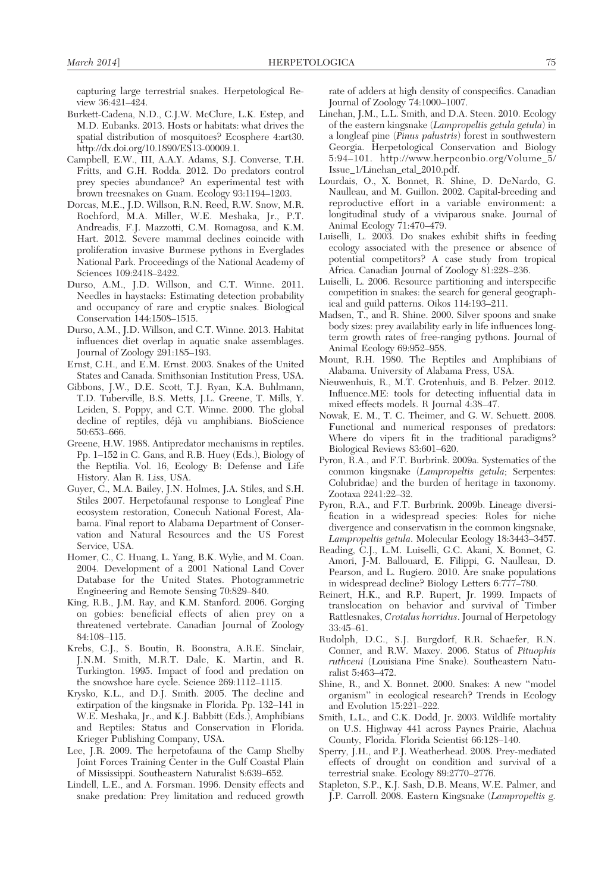capturing large terrestrial snakes. Herpetological Review 36:421–424.

Burkett-Cadena, N.D., C.J.W. McClure, L.K. Estep, and M.D. Eubanks. 2013. Hosts or habitats: what drives the spatial distribution of mosquitoes? Ecosphere 4:art30. http://dx.doi.org/10.1890/ES13-00009.1.

Campbell, E.W., III, A.A.Y. Adams, S.J. Converse, T.H. Fritts, and G.H. Rodda. 2012. Do predators control prey species abundance? An experimental test with brown treesnakes on Guam. Ecology 93:1194–1203.

Dorcas, M.E., J.D. Willson, R.N. Reed, R.W. Snow, M.R. Rochford, M.A. Miller, W.E. Meshaka, Jr., P.T. Andreadis, F.J. Mazzotti, C.M. Romagosa, and K.M. Hart. 2012. Severe mammal declines coincide with proliferation invasive Burmese pythons in Everglades National Park. Proceedings of the National Academy of Sciences 109:2418–2422.

Durso, A.M., J.D. Willson, and C.T. Winne. 2011. Needles in haystacks: Estimating detection probability and occupancy of rare and cryptic snakes. Biological Conservation 144:1508–1515.

Durso, A.M., J.D. Willson, and C.T. Winne. 2013. Habitat influences diet overlap in aquatic snake assemblages. Journal of Zoology 291:185–193.

Ernst, C.H., and E.M. Ernst. 2003. Snakes of the United States and Canada. Smithsonian Institution Press, USA.

Gibbons, J.W., D.E. Scott, T.J. Ryan, K.A. Buhlmann, T.D. Tuberville, B.S. Metts, J.L. Greene, T. Mills, Y. Leiden, S. Poppy, and C.T. Winne. 2000. The global decline of reptiles, déjà vu amphibians. BioScience 50:653–666.

Greene, H.W. 1988. Antipredator mechanisms in reptiles. Pp. 1–152 in C. Gans, and R.B. Huey (Eds.), Biology of the Reptilia. Vol. 16, Ecology B: Defense and Life History. Alan R. Liss, USA.

Guyer, C., M.A. Bailey, J.N. Holmes, J.A. Stiles, and S.H. Stiles 2007. Herpetofaunal response to Longleaf Pine ecosystem restoration, Conecuh National Forest, Alabama. Final report to Alabama Department of Conservation and Natural Resources and the US Forest Service, USA.

Homer, C., C. Huang, L. Yang, B.K. Wylie, and M. Coan. 2004. Development of a 2001 National Land Cover Database for the United States. Photogrammetric Engineering and Remote Sensing 70:829–840.

King, R.B., J.M. Ray, and K.M. Stanford. 2006. Gorging on gobies: beneficial effects of alien prey on a threatened vertebrate. Canadian Journal of Zoology 84:108–115.

Krebs, C.J., S. Boutin, R. Boonstra, A.R.E. Sinclair, J.N.M. Smith, M.R.T. Dale, K. Martin, and R. Turkington. 1995. Impact of food and predation on the snowshoe hare cycle. Science 269:1112–1115.

Krysko, K.L., and D.J. Smith. 2005. The decline and extirpation of the kingsnake in Florida. Pp. 132–141 in W.E. Meshaka, Jr., and K.J. Babbitt (Eds.), Amphibians and Reptiles: Status and Conservation in Florida. Krieger Publishing Company, USA.

Lee, J.R. 2009. The herpetofauna of the Camp Shelby Joint Forces Training Center in the Gulf Coastal Plain of Mississippi. Southeastern Naturalist 8:639–652.

Lindell, L.E., and A. Forsman. 1996. Density effects and snake predation: Prey limitation and reduced growth rate of adders at high density of conspecifics. Canadian Journal of Zoology 74:1000–1007.

Linehan, J.M., L.L. Smith, and D.A. Steen. 2010. Ecology of the eastern kingsnake (*Lampropeltis getula getula*) in a longleaf pine (*Pinus palustris*) forest in southwestern Georgia. Herpetological Conservation and Biology 5:94–101. http://www.herpconbio.org/Volume_5/Issue_1/Linehan_etal_2010.pdf.

Lourdais, O., X. Bonnet, R. Shine, D. DeNardo, G. Naulleau, and M. Guillon. 2002. Capital-breeding and reproductive effort in a variable environment: a longitudinal study of a viviparous snake. Journal of Animal Ecology 71:470–479.

Luiselli, L. 2003. Do snakes exhibit shifts in feeding ecology associated with the presence or absence of potential competitors? A case study from tropical Africa. Canadian Journal of Zoology 81:228–236.

Luiselli, L. 2006. Resource partitioning and interspecific competition in snakes: the search for general geographical and guild patterns. Oikos 114:193–211.

Madsen, T., and R. Shine. 2000. Silver spoons and snake body sizes: prey availability early in life influences long-term growth rates of free-ranging pythons. Journal of Animal Ecology 69:952–958.

Mount, R.H. 1980. The Reptiles and Amphibians of Alabama. University of Alabama Press, USA.

Nieuwenhuis, R., M.T. Grotenhuis, and B. Pelzer. 2012. Influence.ME: tools for detecting influential data in mixed effects models. R Journal 4:38–47.

Nowak, E. M., T. C. Theimer, and G. W. Schuett. 2008. Functional and numerical responses of predators: Where do vipers fit in the traditional paradigms? Biological Reviews 83:601–620.

Pyron, R.A., and F.T. Burbrink. 2009a. Systematics of the common kingsnake (*Lampropeltis getula*; Serpentes: Colubridae) and the burden of heritage in taxonomy. Zootaxa 2241:22–32.

Pyron, R.A., and F.T. Burbrink. 2009b. Lineage diversification in a widespread species: Roles for niche divergence and conservatism in the common kingsnake, *Lampropeltis getula*. Molecular Ecology 18:3443–3457.

Reading, C.J., L.M. Luiselli, G.C. Akani, X. Bonnet, G. Amori, J-M. Ballouard, E. Filippi, G. Naulleau, D. Pearson, and L. Rugiero. 2010. Are snake populations in widespread decline? Biology Letters 6:777–780.

Reinert, H.K., and R.P. Rupert, Jr. 1999. Impacts of translocation on behavior and survival of Timber Rattlesnakes, *Crotalus horridus*. Journal of Herpetology 33:45–61.

Rudolph, D.C., S.J. Burgdorf, R.R. Schaefer, R.N. Conner, and R.W. Maxey. 2006. Status of *Pituophis ruthveni* (Louisiana Pine Snake). Southeastern Naturalist 5:463–472.

Shine, R., and X. Bonnet. 2000. Snakes: A new "model organism" in ecological research? Trends in Ecology and Evolution 15:221–222.

Smith, L.L., and C.K. Dodd, Jr. 2003. Wildlife mortality on U.S. Highway 441 across Paynes Prairie, Alachua County, Florida. Florida Scientist 66:128–140.

Sperry, J.H., and P.J. Weatherhead. 2008. Prey-mediated effects of drought on condition and survival of a terrestrial snake. Ecology 89:2770–2776.

Stapleton, S.P., K.J. Sash, D.B. Means, W.E. Palmer, and J.P. Carroll. 2008. Eastern Kingsnake (*Lampropeltis g.*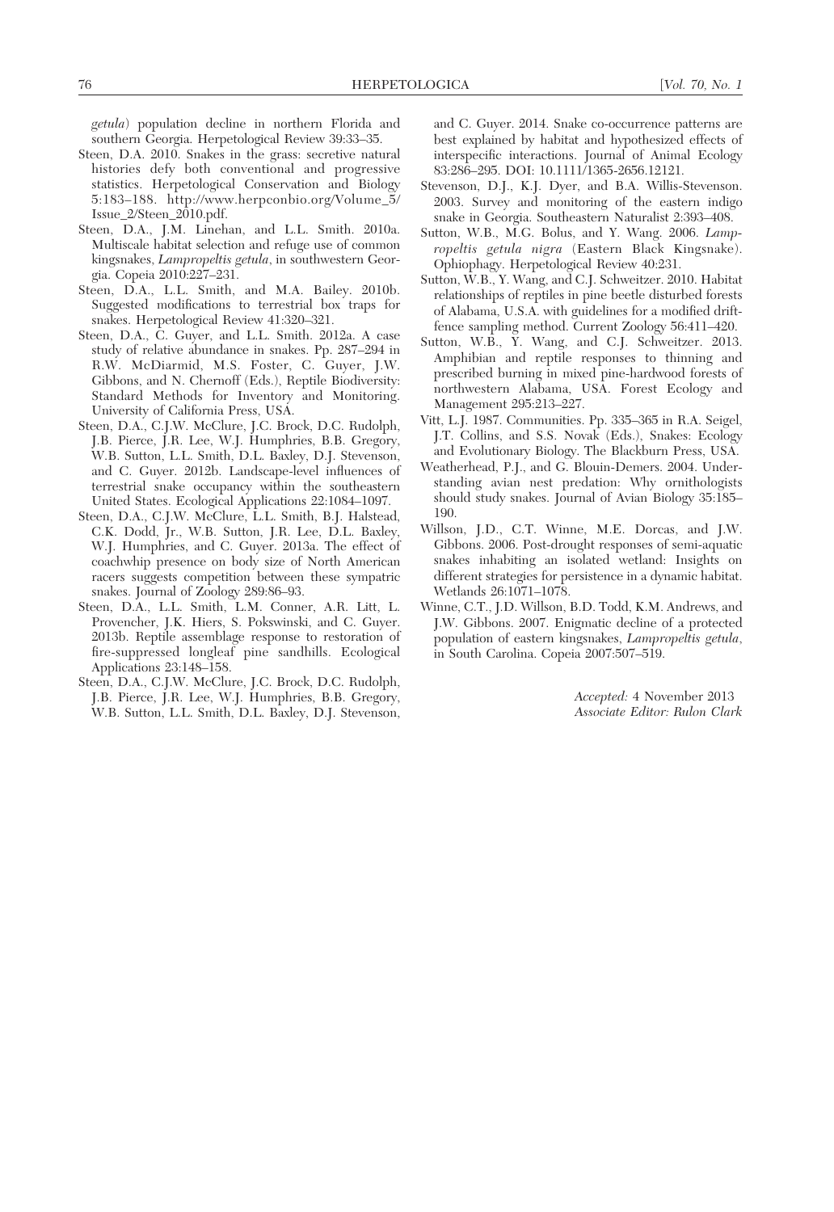*getula*) population decline in northern Florida and southern Georgia. Herpetological Review 39:33–35.

Steen, D.A. 2010. Snakes in the grass: secretive natural histories defy both conventional and progressive statistics. Herpetological Conservation and Biology 5:183–188. http://www.herpconbio.org/Volume_5/Issue_2/Steen_2010.pdf.

Steen, D.A., J.M. Linehan, and L.L. Smith. 2010a. Multiscale habitat selection and refuge use of common kingsnakes, *Lampropeltis getula*, in southwestern Georgia. Copeia 2010:227–231.

Steen, D.A., L.L. Smith, and M.A. Bailey. 2010b. Suggested modifications to terrestrial box traps for snakes. Herpetological Review 41:320–321.

Steen, D.A., C. Guyer, and L.L. Smith. 2012a. A case study of relative abundance in snakes. Pp. 287–294 in R.W. McDiarmid, M.S. Foster, C. Guyer, J.W. Gibbons, and N. Chernoff (Eds.), Reptile Biodiversity: Standard Methods for Inventory and Monitoring. University of California Press, USA.

Steen, D.A., C.J.W. McClure, J.C. Brock, D.C. Rudolph, J.B. Pierce, J.R. Lee, W.J. Humphries, B.B. Gregory, W.B. Sutton, L.L. Smith, D.L. Baxley, D.J. Stevenson, and C. Guyer. 2012b. Landscape-level influences of terrestrial snake occupancy within the southeastern United States. Ecological Applications 22:1084–1097.

Steen, D.A., C.J.W. McClure, L.L. Smith, B.J. Halstead, C.K. Dodd, Jr., W.B. Sutton, J.R. Lee, D.L. Baxley, W.J. Humphries, and C. Guyer. 2013a. The effect of coachwhip presence on body size of North American racers suggests competition between these sympatric snakes. Journal of Zoology 289:86–93.

Steen, D.A., L.L. Smith, L.M. Conner, A.R. Litt, L. Provencher, J.K. Hiers, S. Pokswinski, and C. Guyer. 2013b. Reptile assemblage response to restoration of fire-suppressed longleaf pine sandhills. Ecological Applications 23:148–158.

Steen, D.A., C.J.W. McClure, J.C. Brock, D.C. Rudolph, J.B. Pierce, J.R. Lee, W.J. Humphries, B.B. Gregory, W.B. Sutton, L.L. Smith, D.L. Baxley, D.J. Stevenson, and C. Guyer. 2014. Snake co-occurrence patterns are best explained by habitat and hypothesized effects of interspecific interactions. Journal of Animal Ecology 83:286–295. DOI: 10.1111/1365-2656.12121.

Stevenson, D.J., K.J. Dyer, and B.A. Willis-Stevenson. 2003. Survey and monitoring of the eastern indigo snake in Georgia. Southeastern Naturalist 2:393–408.

Sutton, W.B., M.G. Bolus, and Y. Wang. 2006. *Lampropeltis getula nigra* (Eastern Black Kingsnake). Ophiophagy. Herpetological Review 40:231.

Sutton, W.B., Y. Wang, and C.J. Schweitzer. 2010. Habitat relationships of reptiles in pine beetle disturbed forests of Alabama, U.S.A. with guidelines for a modified drift-fence sampling method. Current Zoology 56:411–420.

Sutton, W.B., Y. Wang, and C.J. Schweitzer. 2013. Amphibian and reptile responses to thinning and prescribed burning in mixed pine-hardwood forests of northwestern Alabama, USA. Forest Ecology and Management 295:213–227.

Vitt, L.J. 1987. Communities. Pp. 335–365 in R.A. Seigel, J.T. Collins, and S.S. Novak (Eds.), Snakes: Ecology and Evolutionary Biology. The Blackburn Press, USA.

Weatherhead, P.J., and G. Blouin-Demers. 2004. Understanding avian nest predation: Why ornithologists should study snakes. Journal of Avian Biology 35:185–190.

Willson, J.D., C.T. Winne, M.E. Dorcas, and J.W. Gibbons. 2006. Post-drought responses of semi-aquatic snakes inhabiting an isolated wetland: Insights on different strategies for persistence in a dynamic habitat. Wetlands 26:1071–1078.

Winne, C.T., J.D. Willson, B.D. Todd, K.M. Andrews, and J.W. Gibbons. 2007. Enigmatic decline of a protected population of eastern kingsnakes, *Lampropeltis getula*, in South Carolina. Copeia 2007:507–519.

*Accepted:* 4 November 2013
*Associate Editor: Rulon Clark*